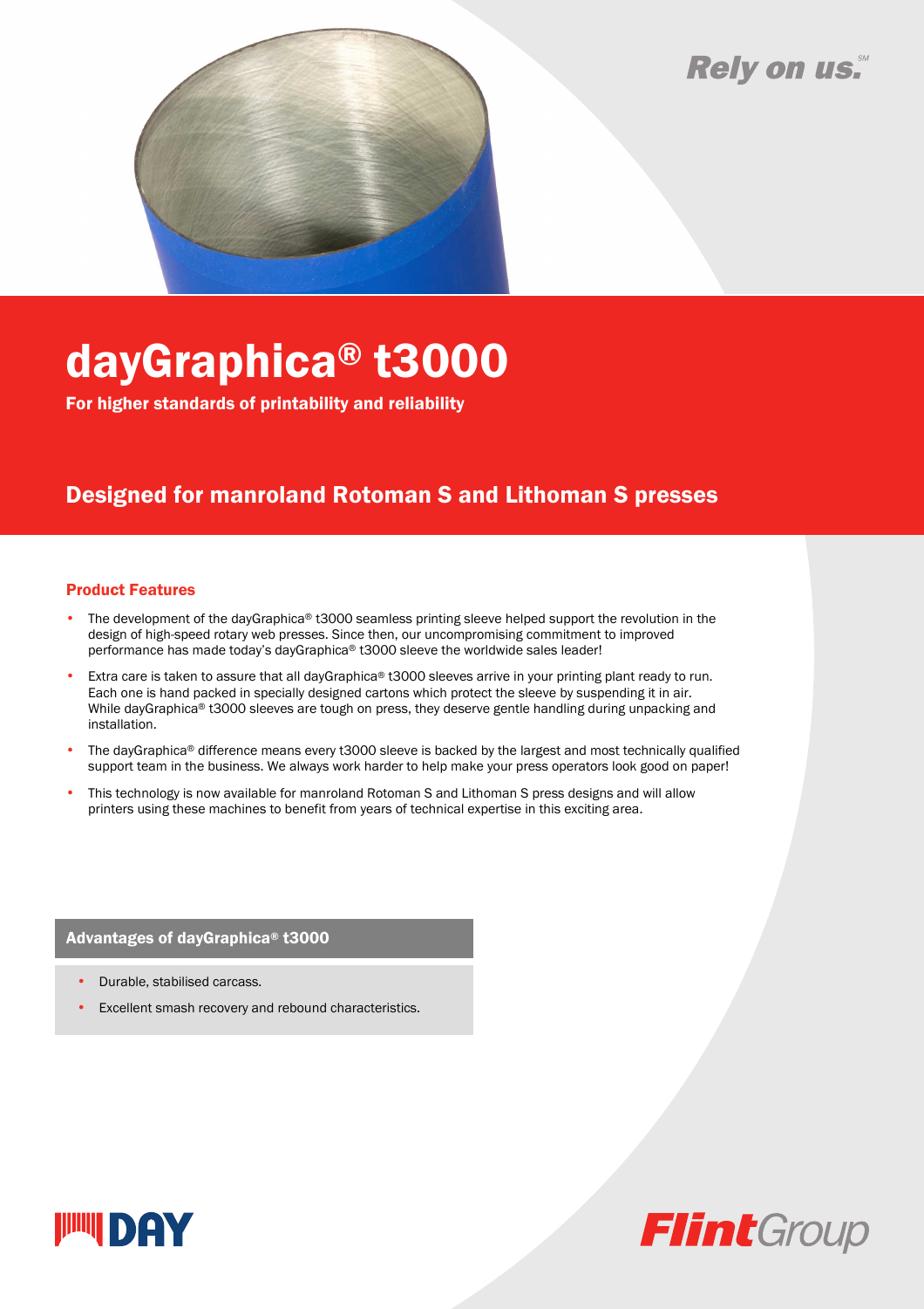Rely on us.℠

# dayGraphica® t3000

**For higher standards of printability and reliability**

## Designed for manroland Rotoman S and Lithoman S presses

### Product Features

- The development of the dayGraphica® t3000 seamless printing sleeve helped support the revolution in the design of high-speed rotary web presses. Since then, our uncompromising commitment to improved performance has made today's dayGraphica® t3000 sleeve the worldwide sales leader!
- Extra care is taken to assure that all dayGraphica® t3000 sleeves arrive in your printing plant ready to run. Each one is hand packed in specially designed cartons which protect the sleeve by suspending it in air. While dayGraphica® t3000 sleeves are tough on press, they deserve gentle handling during unpacking and installation.
- The dayGraphica® difference means every t3000 sleeve is backed by the largest and most technically qualified support team in the business. We always work harder to help make your press operators look good on paper!
- This technology is now available for manroland Rotoman S and Lithoman S press designs and will allow printers using these machines to benefit from years of technical expertise in this exciting area.

### Advantages of dayGraphica® t3000

- Durable, stabilised carcass.
- Excellent smash recovery and rebound characteristics.

DAY

FlintGroup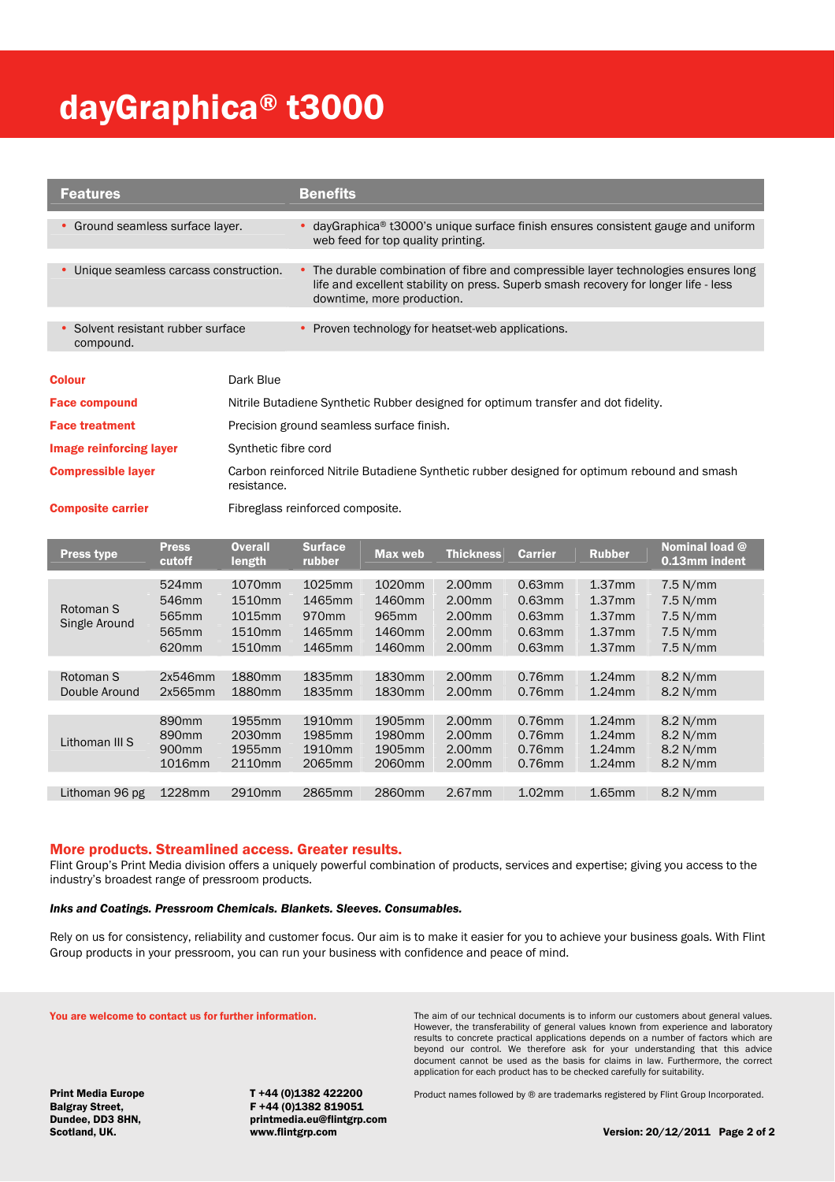# dayGraphica® t3000

| Features | Benefits |
|---|---|
| • Ground seamless surface layer. | • dayGraphica® t3000's unique surface finish ensures consistent gauge and uniform web feed for top quality printing. |
| • Unique seamless carcass construction. | • The durable combination of fibre and compressible layer technologies ensures long life and excellent stability on press. Superb smash recovery for longer life - less downtime, more production. |
| • Solvent resistant rubber surface compound. | • Proven technology for heatset-web applications. |

| | |
|---|---|
| **Colour** | Dark Blue |
| **Face compound** | Nitrile Butadiene Synthetic Rubber designed for optimum transfer and dot fidelity. |
| **Face treatment** | Precision ground seamless surface finish. |
| **Image reinforcing layer** | Synthetic fibre cord |
| **Compressible layer** | Carbon reinforced Nitrile Butadiene Synthetic rubber designed for optimum rebound and smash resistance. |
| **Composite carrier** | Fibreglass reinforced composite. |

| Press type | Press cutoff | Overall length | Surface rubber | Max web | Thickness | Carrier | Rubber | Nominal load @ 0.13mm indent |
|---|---|---|---|---|---|---|---|---|
| Rotoman S Single Around | 524mm | 1070mm | 1025mm | 1020mm | 2.00mm | 0.63mm | 1.37mm | 7.5 N/mm |
| | 546mm | 1510mm | 1465mm | 1460mm | 2.00mm | 0.63mm | 1.37mm | 7.5 N/mm |
| | 565mm | 1015mm | 970mm | 965mm | 2.00mm | 0.63mm | 1.37mm | 7.5 N/mm |
| | 565mm | 1510mm | 1465mm | 1460mm | 2.00mm | 0.63mm | 1.37mm | 7.5 N/mm |
| | 620mm | 1510mm | 1465mm | 1460mm | 2.00mm | 0.63mm | 1.37mm | 7.5 N/mm |
| Rotoman S Double Around | 2x546mm | 1880mm | 1835mm | 1830mm | 2.00mm | 0.76mm | 1.24mm | 8.2 N/mm |
| | 2x565mm | 1880mm | 1835mm | 1830mm | 2.00mm | 0.76mm | 1.24mm | 8.2 N/mm |
| Lithoman III S | 890mm | 1955mm | 1910mm | 1905mm | 2.00mm | 0.76mm | 1.24mm | 8.2 N/mm |
| | 890mm | 2030mm | 1985mm | 1980mm | 2.00mm | 0.76mm | 1.24mm | 8.2 N/mm |
| | 900mm | 1955mm | 1910mm | 1905mm | 2.00mm | 0.76mm | 1.24mm | 8.2 N/mm |
| | 1016mm | 2110mm | 2065mm | 2060mm | 2.00mm | 0.76mm | 1.24mm | 8.2 N/mm |
| Lithoman 96 pg | 1228mm | 2910mm | 2865mm | 2860mm | 2.67mm | 1.02mm | 1.65mm | 8.2 N/mm |

## More products. Streamlined access. Greater results.

Flint Group's Print Media division offers a uniquely powerful combination of products, services and expertise; giving you access to the industry's broadest range of pressroom products.

***Inks and Coatings. Pressroom Chemicals. Blankets. Sleeves. Consumables.***

Rely on us for consistency, reliability and customer focus. Our aim is to make it easier for you to achieve your business goals. With Flint Group products in your pressroom, you can run your business with confidence and peace of mind.

**You are welcome to contact us for further information.**

**Print Media Europe**
**Balgray Street,**
**Dundee, DD3 8HN,**
**Scotland, UK.**

**T +44 (0)1382 422200**
**F +44 (0)1382 819051**
**printmedia.eu@flintgrp.com**
**www.flintgrp.com**

The aim of our technical documents is to inform our customers about general values. However, the transferability of general values known from experience and laboratory results to concrete practical applications depends on a number of factors which are beyond our control. We therefore ask for your understanding that this advice document cannot be used as the basis for claims in law. Furthermore, the correct application for each product has to be checked carefully for suitability.

Product names followed by ® are trademarks registered by Flint Group Incorporated.

**Version: 20/12/2011**